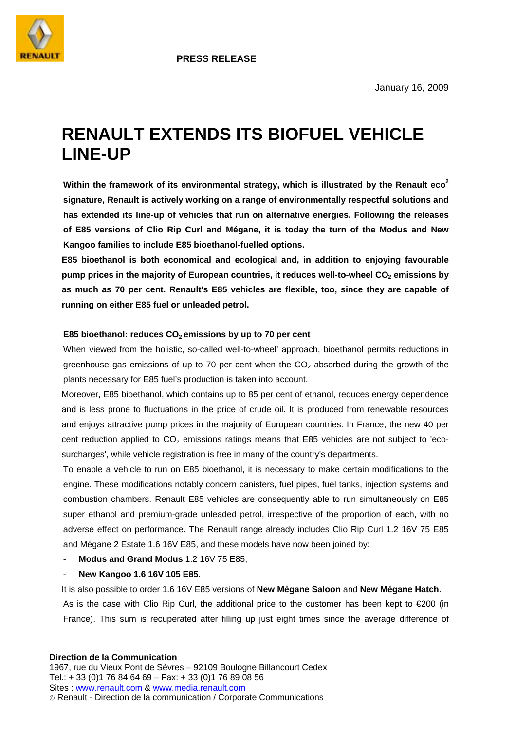**PRESS RELEASE**

January 16, 2009

# RENAULT EXTENDS ITS BIOFUEL VEHICLE LINE-UP

**Within the framework of its environmental strategy, which is illustrated by the Renault eco[2] signature, Renault is actively working on a range of environmentally respectful solutions and has extended its line-up of vehicles that run on alternative energies. Following the releases of E85 versions of Clio Rip Curl and Mégane, it is today the turn of the Modus and New Kangoo families to include E85 bioethanol-fuelled options.**

**E85 bioethanol is both economical and ecological and, in addition to enjoying favourable pump prices in the majority of European countries, it reduces well-to-wheel $CO_2$ emissions by as much as 70 per cent. Renault's E85 vehicles are flexible, too, since they are capable of running on either E85 fuel or unleaded petrol.**

### E85 bioethanol: reduces $CO_2$ emissions by up to 70 per cent

When viewed from the holistic, so-called well-to-wheel' approach, bioethanol permits reductions in greenhouse gas emissions of up to 70 per cent when the $CO_2$ absorbed during the growth of the plants necessary for E85 fuel's production is taken into account.

Moreover, E85 bioethanol, which contains up to 85 per cent of ethanol, reduces energy dependence and is less prone to fluctuations in the price of crude oil. It is produced from renewable resources and enjoys attractive pump prices in the majority of European countries. In France, the new 40 per cent reduction applied to $CO_2$ emissions ratings means that E85 vehicles are not subject to 'eco-surcharges', while vehicle registration is free in many of the country's departments.

To enable a vehicle to run on E85 bioethanol, it is necessary to make certain modifications to the engine. These modifications notably concern canisters, fuel pipes, fuel tanks, injection systems and combustion chambers. Renault E85 vehicles are consequently able to run simultaneously on E85 super ethanol and premium-grade unleaded petrol, irrespective of the proportion of each, with no adverse effect on performance. The Renault range already includes Clio Rip Curl 1.2 16V 75 E85 and Mégane 2 Estate 1.6 16V E85, and these models have now been joined by:

- **Modus and Grand Modus** 1.2 16V 75 E85,
- **New Kangoo 1.6 16V 105 E85.**

It is also possible to order 1.6 16V E85 versions of **New Mégane Saloon** and **New Mégane Hatch**.

As is the case with Clio Rip Curl, the additional price to the customer has been kept to €200 (in France). This sum is recuperated after filling up just eight times since the average difference of

**Direction de la Communication**
1967, rue du Vieux Pont de Sèvres – 92109 Boulogne Billancourt Cedex
Tel.: + 33 (0)1 76 84 64 69 – Fax: + 33 (0)1 76 89 08 56
Sites : www.renault.com & www.media.renault.com
© Renault - Direction de la communication / Corporate Communications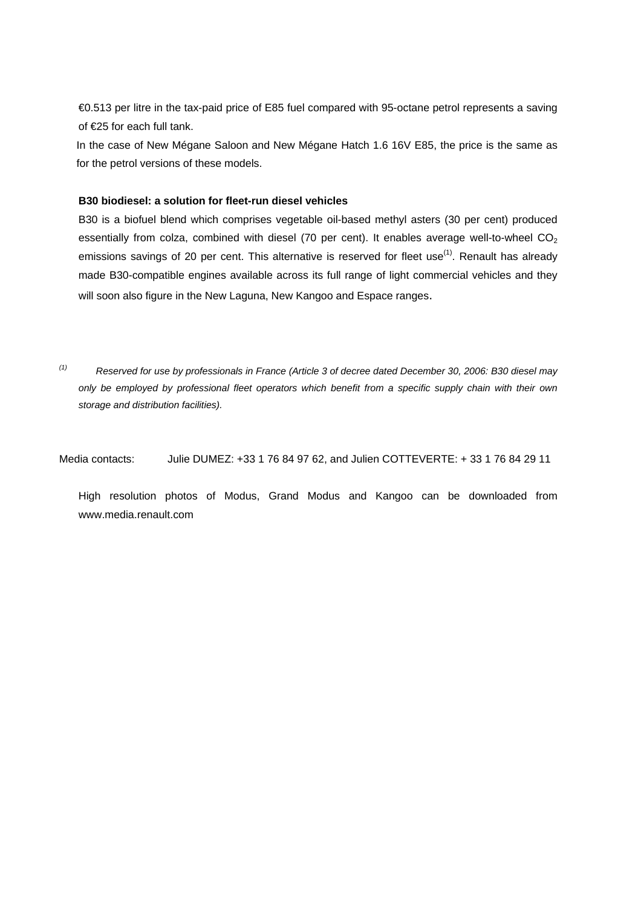€0.513 per litre in the tax-paid price of E85 fuel compared with 95-octane petrol represents a saving of €25 for each full tank.

In the case of New Mégane Saloon and New Mégane Hatch 1.6 16V E85, the price is the same as for the petrol versions of these models.

**B30 biodiesel: a solution for fleet-run diesel vehicles**

B30 is a biofuel blend which comprises vegetable oil-based methyl asters (30 per cent) produced essentially from colza, combined with diesel (70 per cent). It enables average well-to-wheel $CO_2$ emissions savings of 20 per cent. This alternative is reserved for fleet use(1). Renault has already made B30-compatible engines available across its full range of light commercial vehicles and they will soon also figure in the New Laguna, New Kangoo and Espace ranges.

*(1) Reserved for use by professionals in France (Article 3 of decree dated December 30, 2006: B30 diesel may only be employed by professional fleet operators which benefit from a specific supply chain with their own storage and distribution facilities).*

Media contacts: Julie DUMEZ: +33 1 76 84 97 62, and Julien COTTEVERTE: + 33 1 76 84 29 11

High resolution photos of Modus, Grand Modus and Kangoo can be downloaded from www.media.renault.com